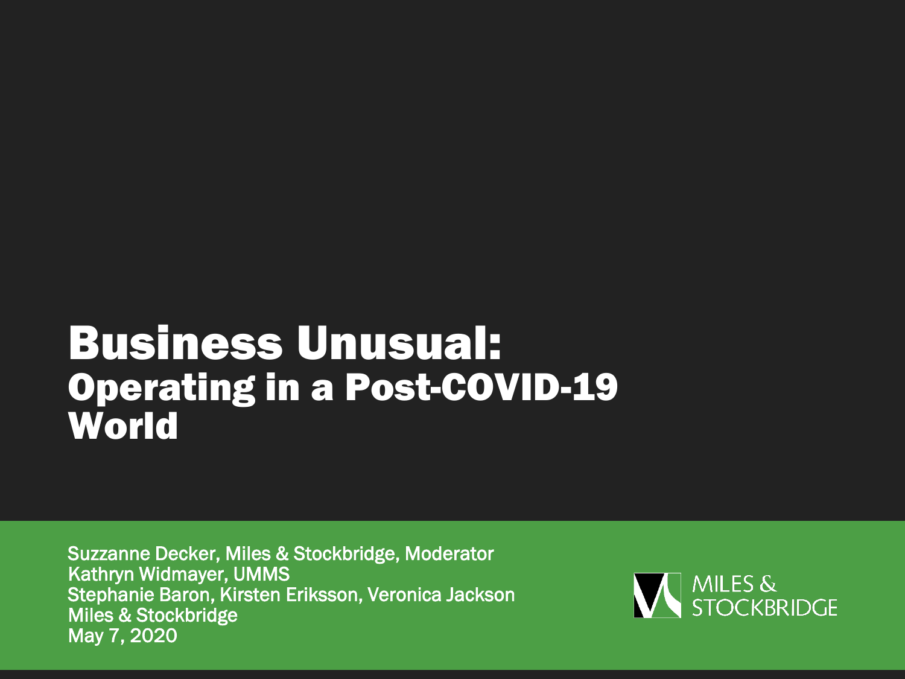# Business Unusual:
## Operating in a Post-COVID-19 World

Suzzanne Decker, Miles & Stockbridge, Moderator
Kathryn Widmayer, UMMS
Stephanie Baron, Kirsten Eriksson, Veronica Jackson
Miles & Stockbridge
May 7, 2020

MILES & STOCKBRIDGE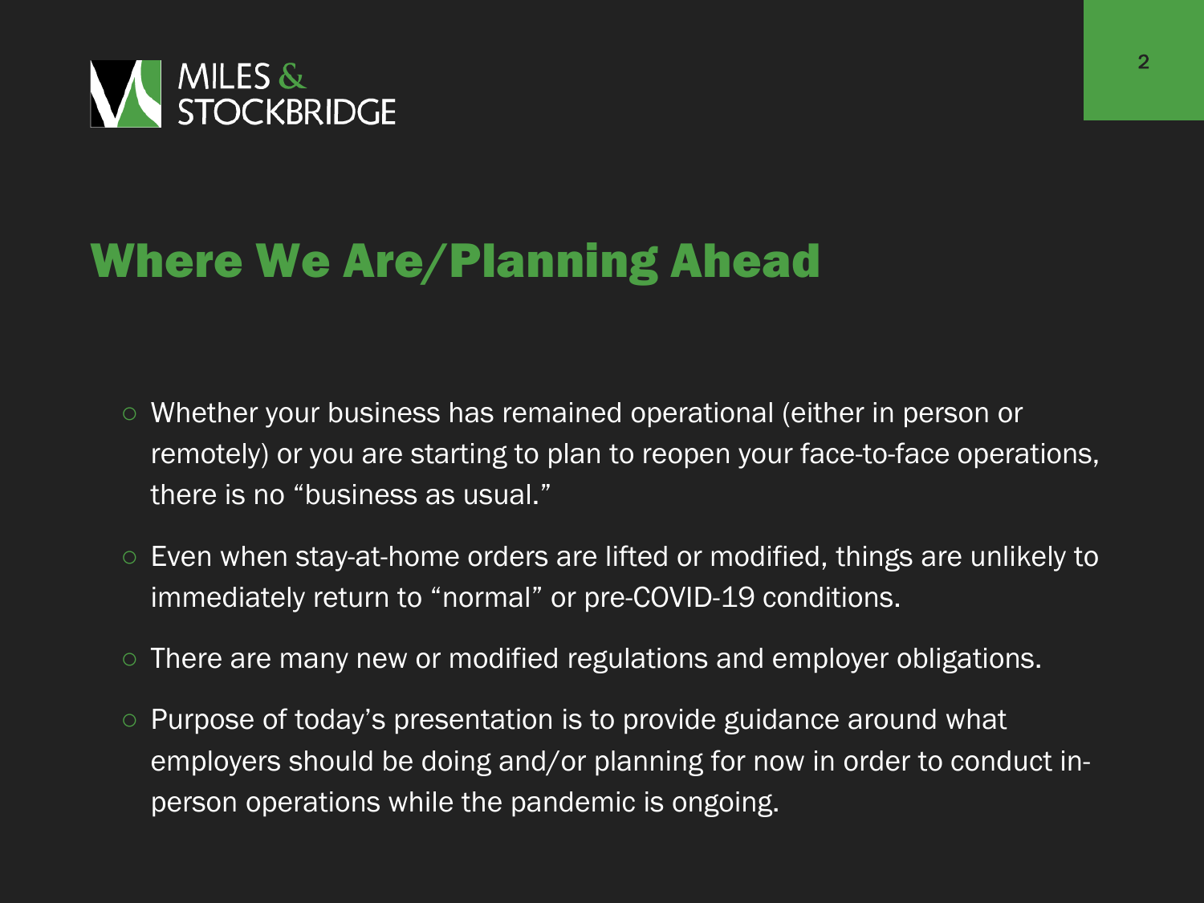# Where We Are/Planning Ahead

- Whether your business has remained operational (either in person or remotely) or you are starting to plan to reopen your face-to-face operations, there is no "business as usual."
- Even when stay-at-home orders are lifted or modified, things are unlikely to immediately return to "normal" or pre-COVID-19 conditions.
- There are many new or modified regulations and employer obligations.
- Purpose of today's presentation is to provide guidance around what employers should be doing and/or planning for now in order to conduct in-person operations while the pandemic is ongoing.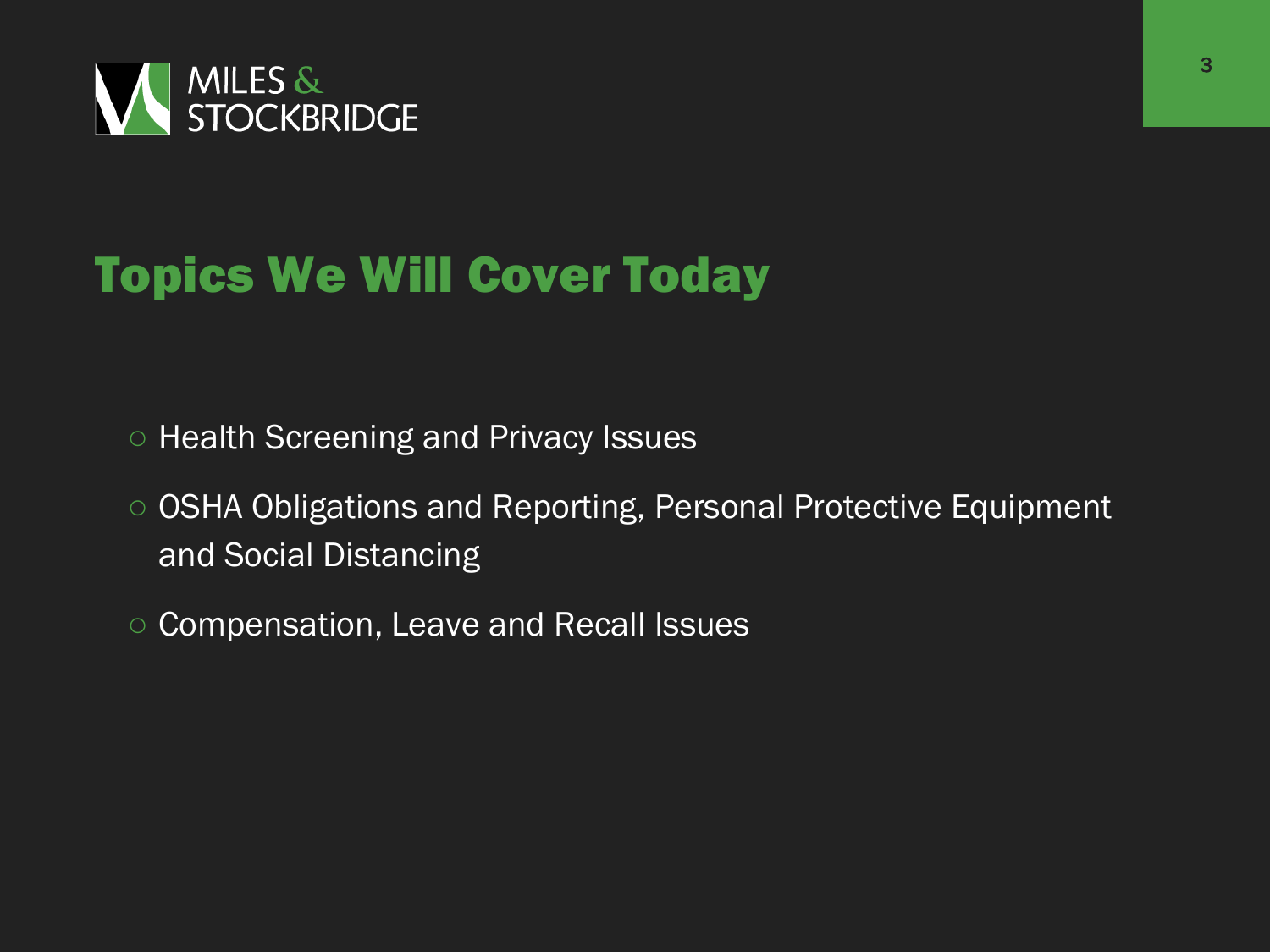# Topics We Will Cover Today

- Health Screening and Privacy Issues
- OSHA Obligations and Reporting, Personal Protective Equipment and Social Distancing
- Compensation, Leave and Recall Issues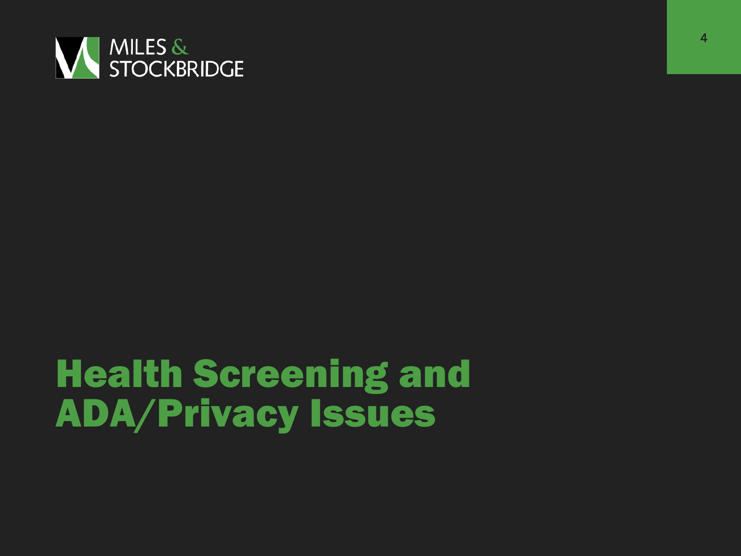# Health Screening and ADA/Privacy Issues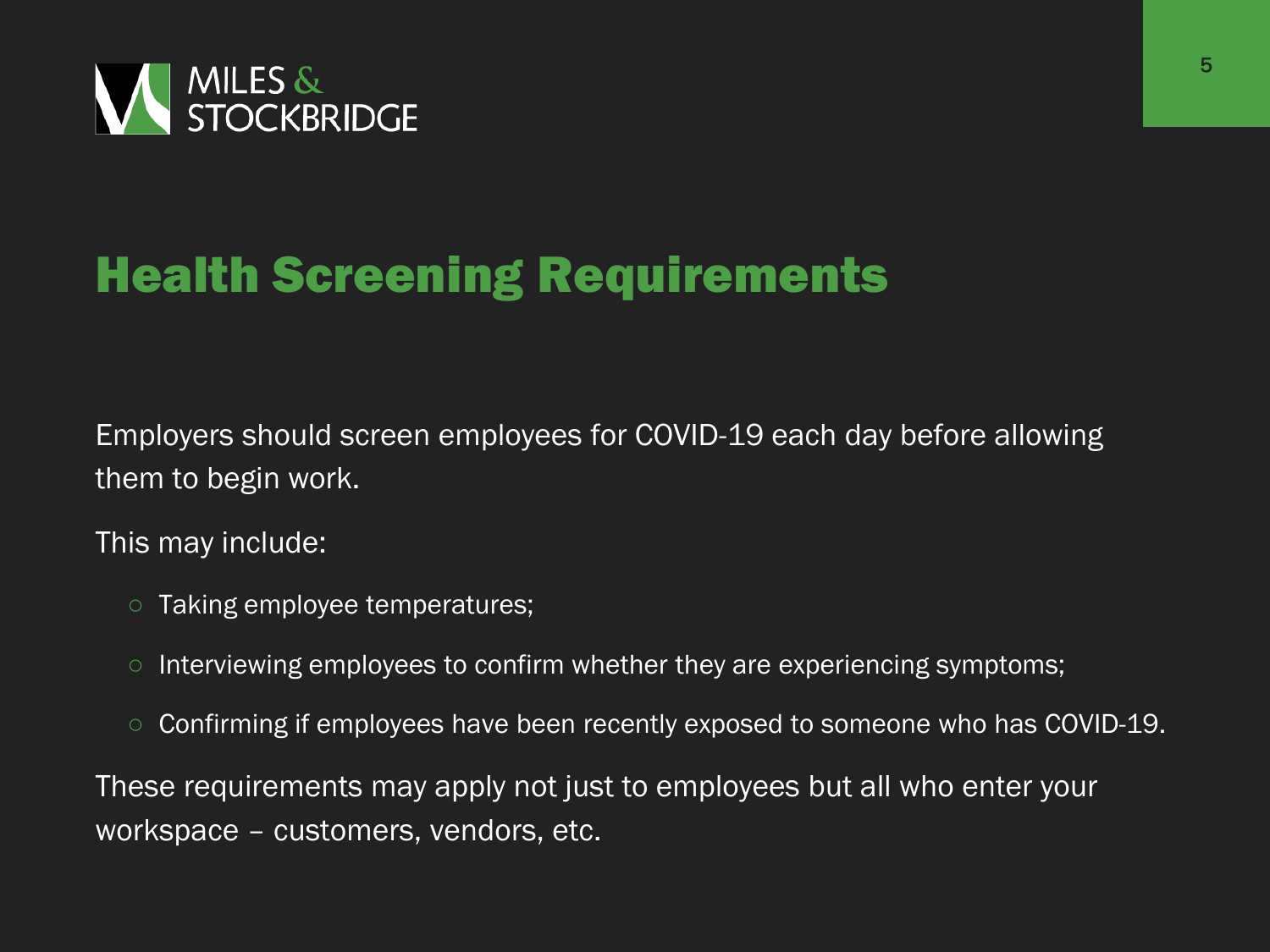# Health Screening Requirements

Employers should screen employees for COVID-19 each day before allowing them to begin work.

This may include:

- Taking employee temperatures;
- Interviewing employees to confirm whether they are experiencing symptoms;
- Confirming if employees have been recently exposed to someone who has COVID-19.

These requirements may apply not just to employees but all who enter your workspace – customers, vendors, etc.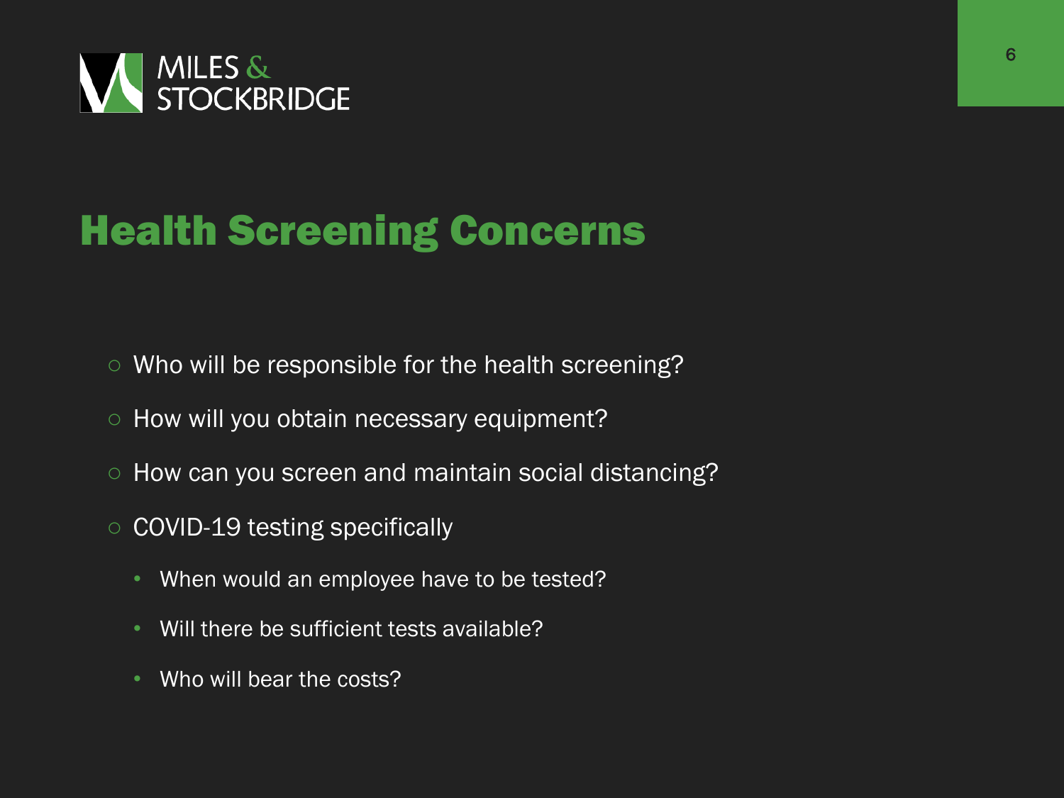# Health Screening Concerns

- Who will be responsible for the health screening?
- How will you obtain necessary equipment?
- How can you screen and maintain social distancing?
- COVID-19 testing specifically
  - When would an employee have to be tested?
  - Will there be sufficient tests available?
  - Who will bear the costs?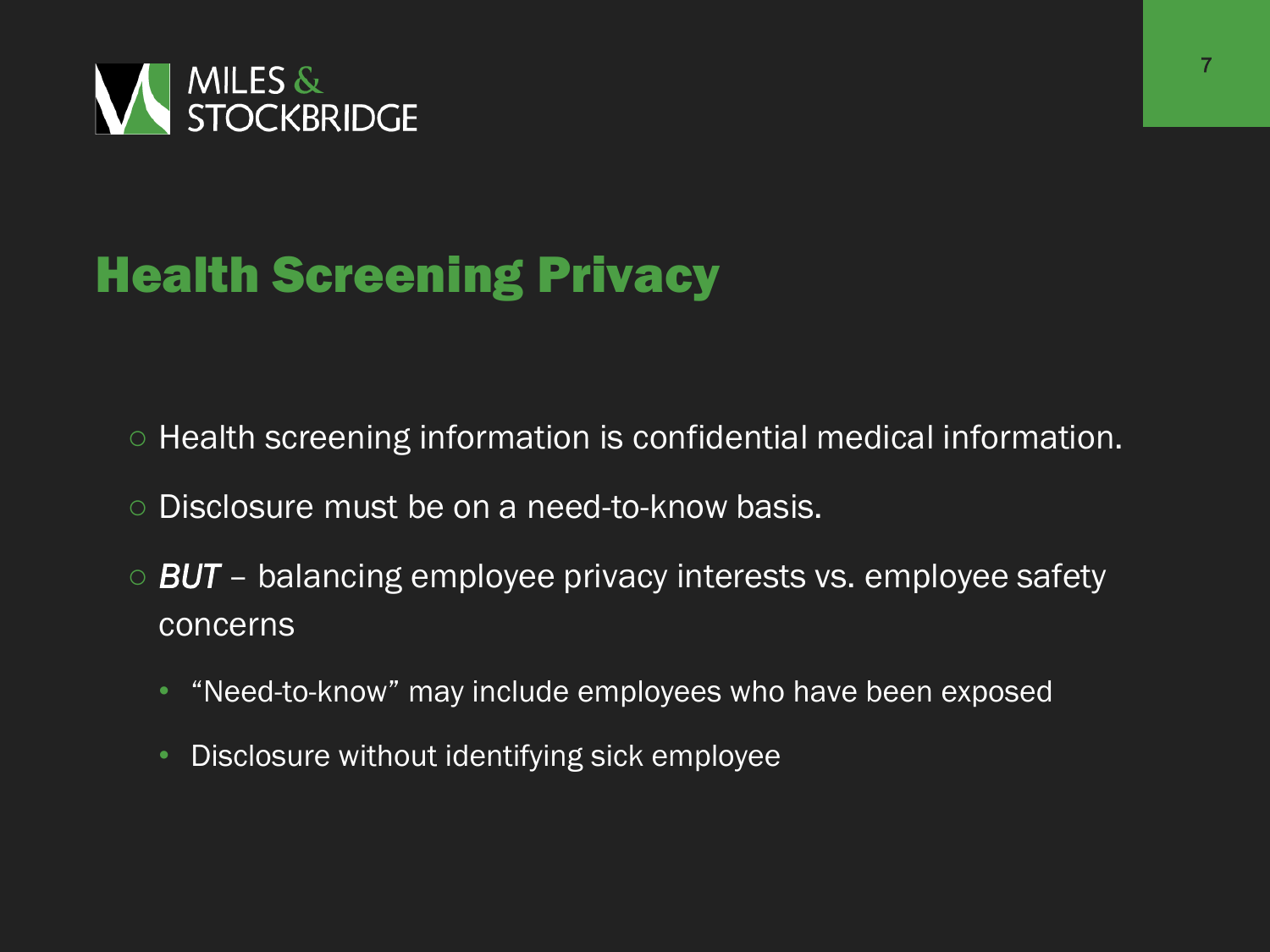## Health Screening Privacy

- Health screening information is confidential medical information.
- Disclosure must be on a need-to-know basis.
- ***BUT*** – balancing employee privacy interests vs. employee safety concerns
  - "Need-to-know" may include employees who have been exposed
  - Disclosure without identifying sick employee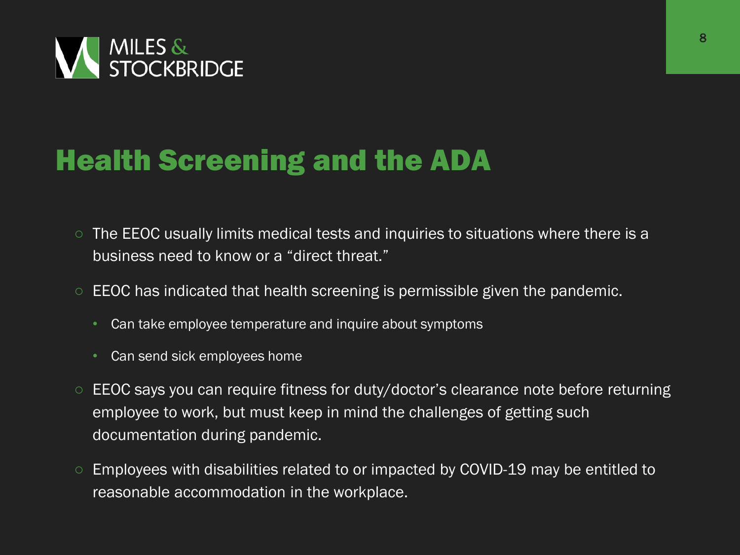# Health Screening and the ADA

- The EEOC usually limits medical tests and inquiries to situations where there is a business need to know or a "direct threat."
- EEOC has indicated that health screening is permissible given the pandemic.
  - Can take employee temperature and inquire about symptoms
  - Can send sick employees home
- EEOC says you can require fitness for duty/doctor's clearance note before returning employee to work, but must keep in mind the challenges of getting such documentation during pandemic.
- Employees with disabilities related to or impacted by COVID-19 may be entitled to reasonable accommodation in the workplace.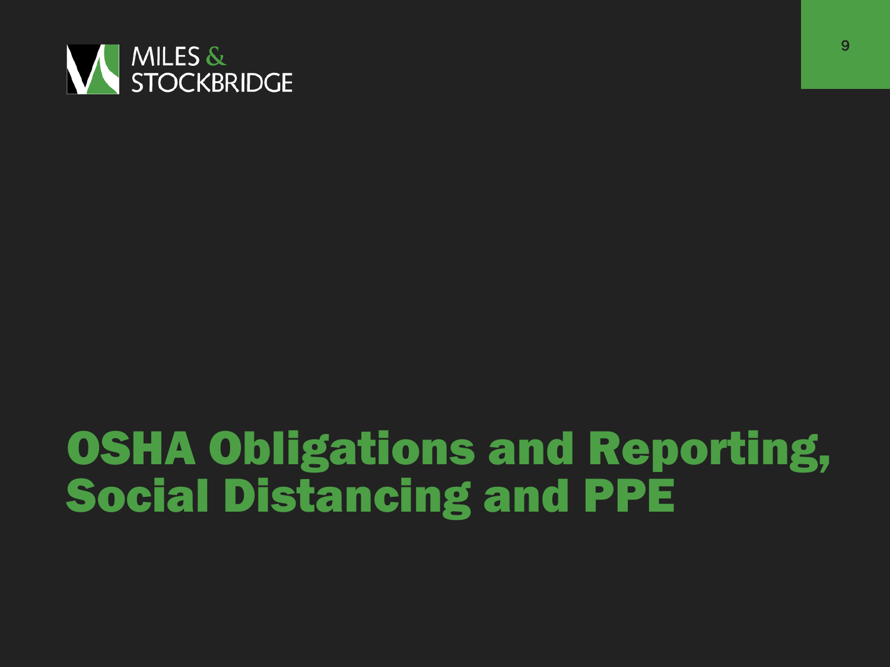# OSHA Obligations and Reporting, Social Distancing and PPE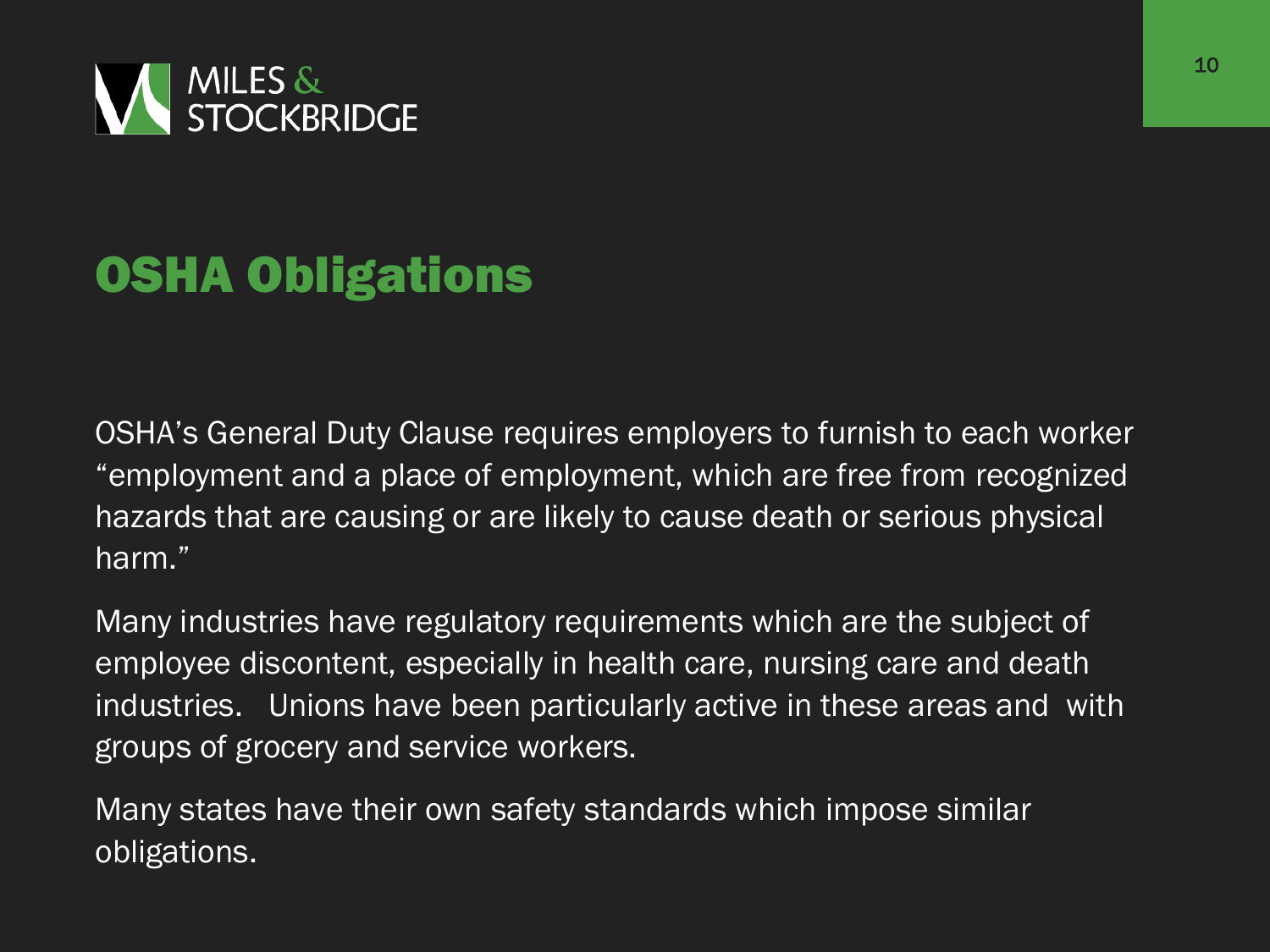# OSHA Obligations

OSHA's General Duty Clause requires employers to furnish to each worker "employment and a place of employment, which are free from recognized hazards that are causing or are likely to cause death or serious physical harm."

Many industries have regulatory requirements which are the subject of employee discontent, especially in health care, nursing care and death industries. Unions have been particularly active in these areas and with groups of grocery and service workers.

Many states have their own safety standards which impose similar obligations.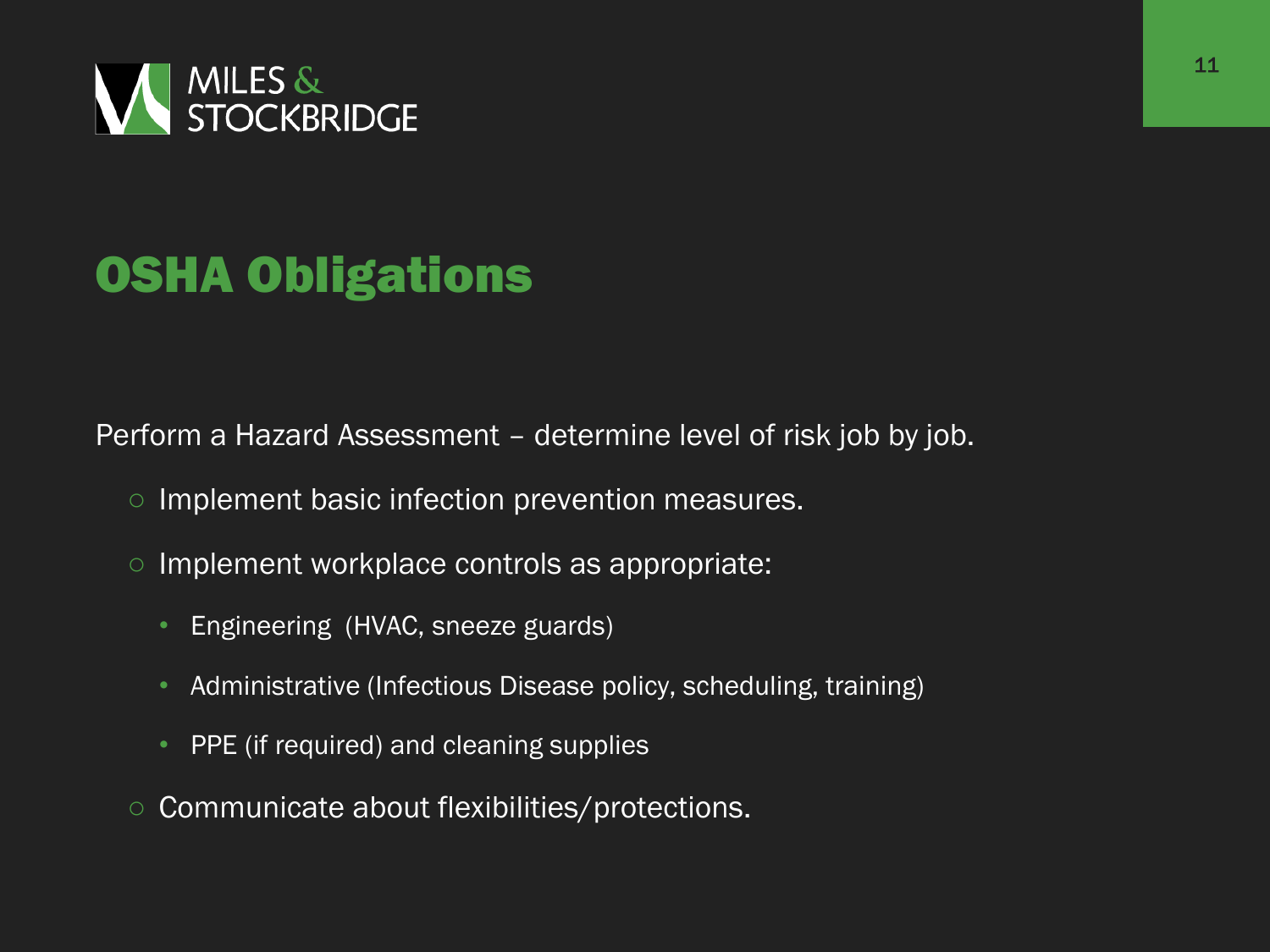# OSHA Obligations

Perform a Hazard Assessment – determine level of risk job by job.

- Implement basic infection prevention measures.
- Implement workplace controls as appropriate:
  - Engineering (HVAC, sneeze guards)
  - Administrative (Infectious Disease policy, scheduling, training)
  - PPE (if required) and cleaning supplies
- Communicate about flexibilities/protections.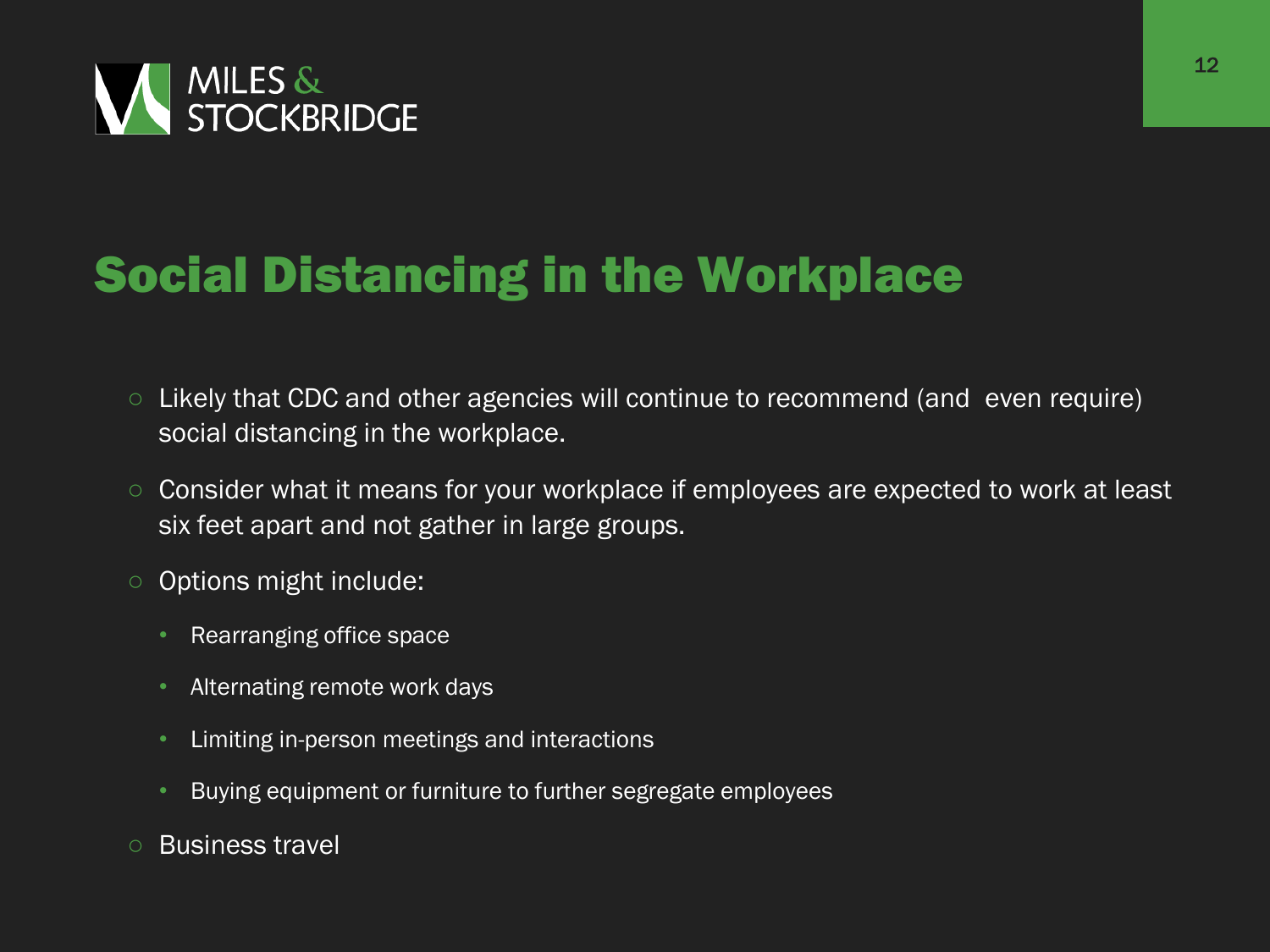# Social Distancing in the Workplace

- Likely that CDC and other agencies will continue to recommend (and even require) social distancing in the workplace.
- Consider what it means for your workplace if employees are expected to work at least six feet apart and not gather in large groups.
- Options might include:
  - Rearranging office space
  - Alternating remote work days
  - Limiting in-person meetings and interactions
  - Buying equipment or furniture to further segregate employees
- Business travel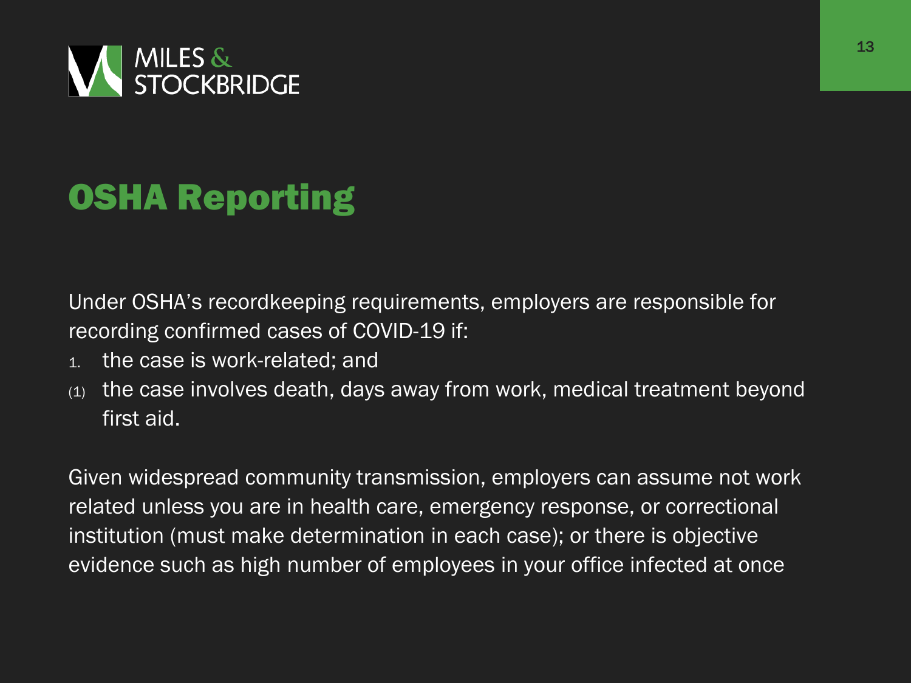# OSHA Reporting

Under OSHA's recordkeeping requirements, employers are responsible for recording confirmed cases of COVID-19 if:

1. the case is work-related; and
(1) the case involves death, days away from work, medical treatment beyond first aid.

Given widespread community transmission, employers can assume not work related unless you are in health care, emergency response, or correctional institution (must make determination in each case); or there is objective evidence such as high number of employees in your office infected at once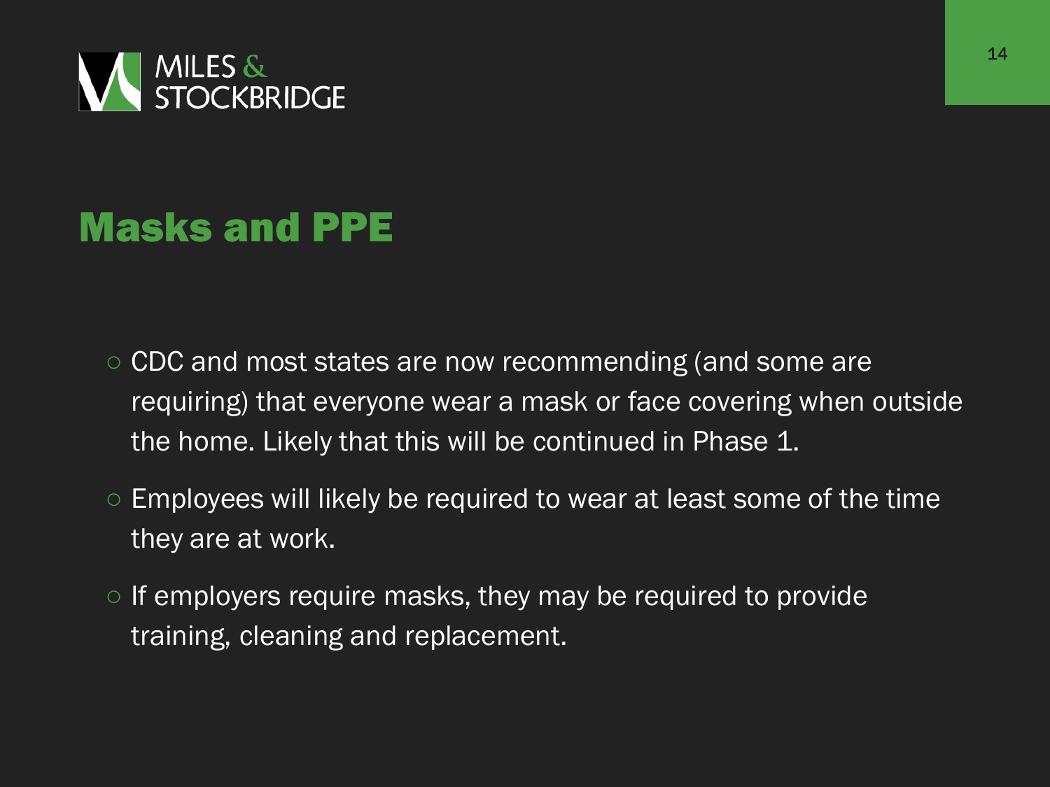# Masks and PPE

- CDC and most states are now recommending (and some are requiring) that everyone wear a mask or face covering when outside the home. Likely that this will be continued in Phase 1.
- Employees will likely be required to wear at least some of the time they are at work.
- If employers require masks, they may be required to provide training, cleaning and replacement.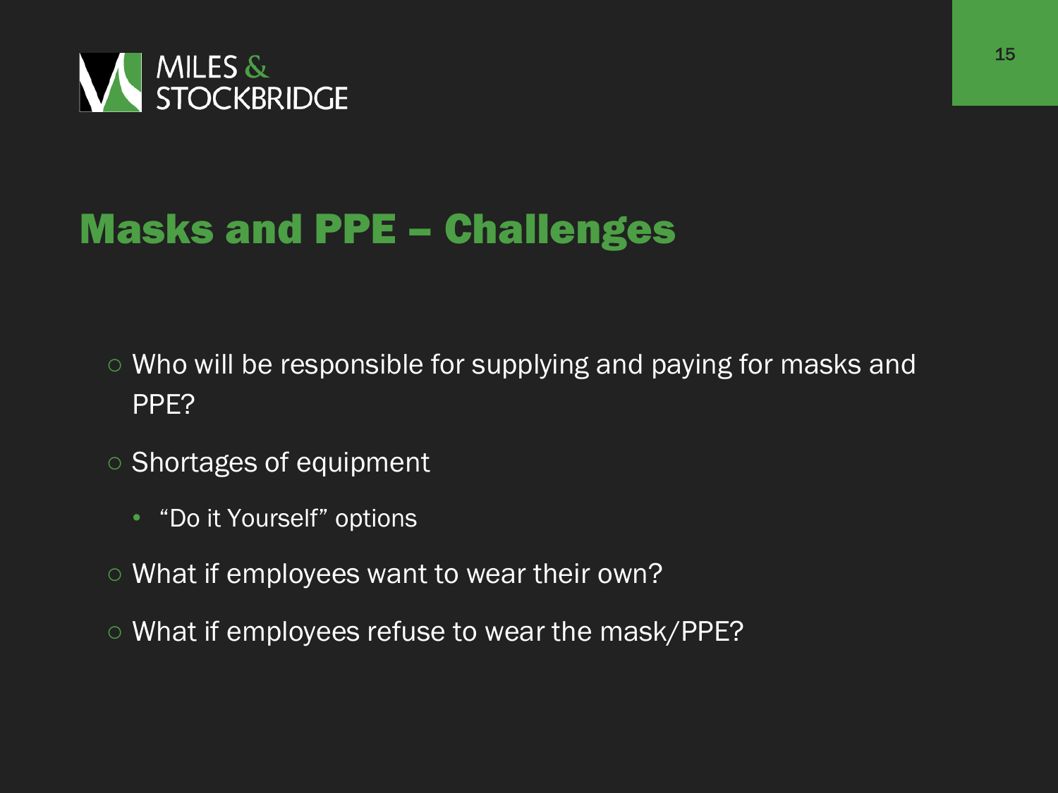# Masks and PPE – Challenges

- Who will be responsible for supplying and paying for masks and PPE?
- Shortages of equipment
  - "Do it Yourself" options
- What if employees want to wear their own?
- What if employees refuse to wear the mask/PPE?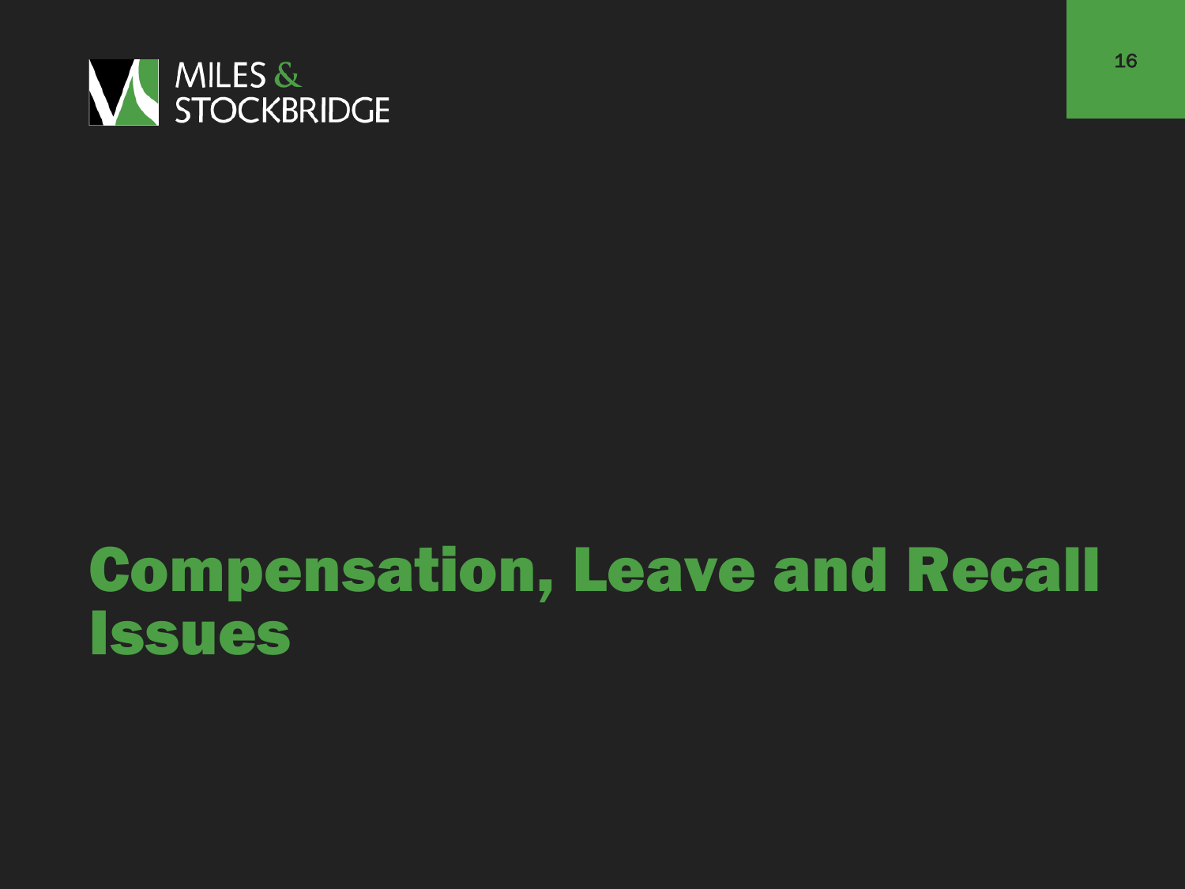# Compensation, Leave and Recall Issues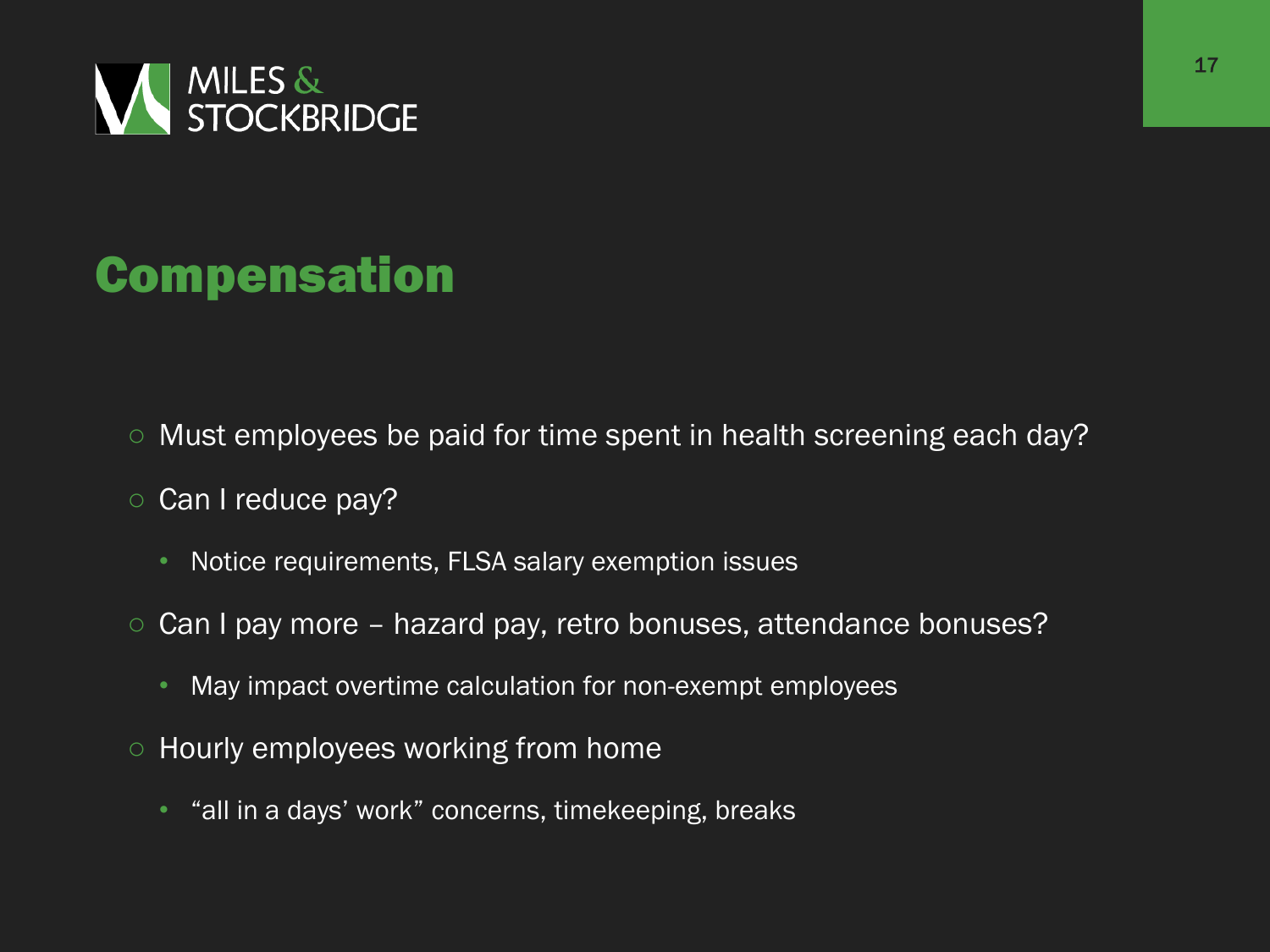# Compensation

- Must employees be paid for time spent in health screening each day?
- Can I reduce pay?
  - Notice requirements, FLSA salary exemption issues
- Can I pay more – hazard pay, retro bonuses, attendance bonuses?
  - May impact overtime calculation for non-exempt employees
- Hourly employees working from home
  - “all in a days’ work” concerns, timekeeping, breaks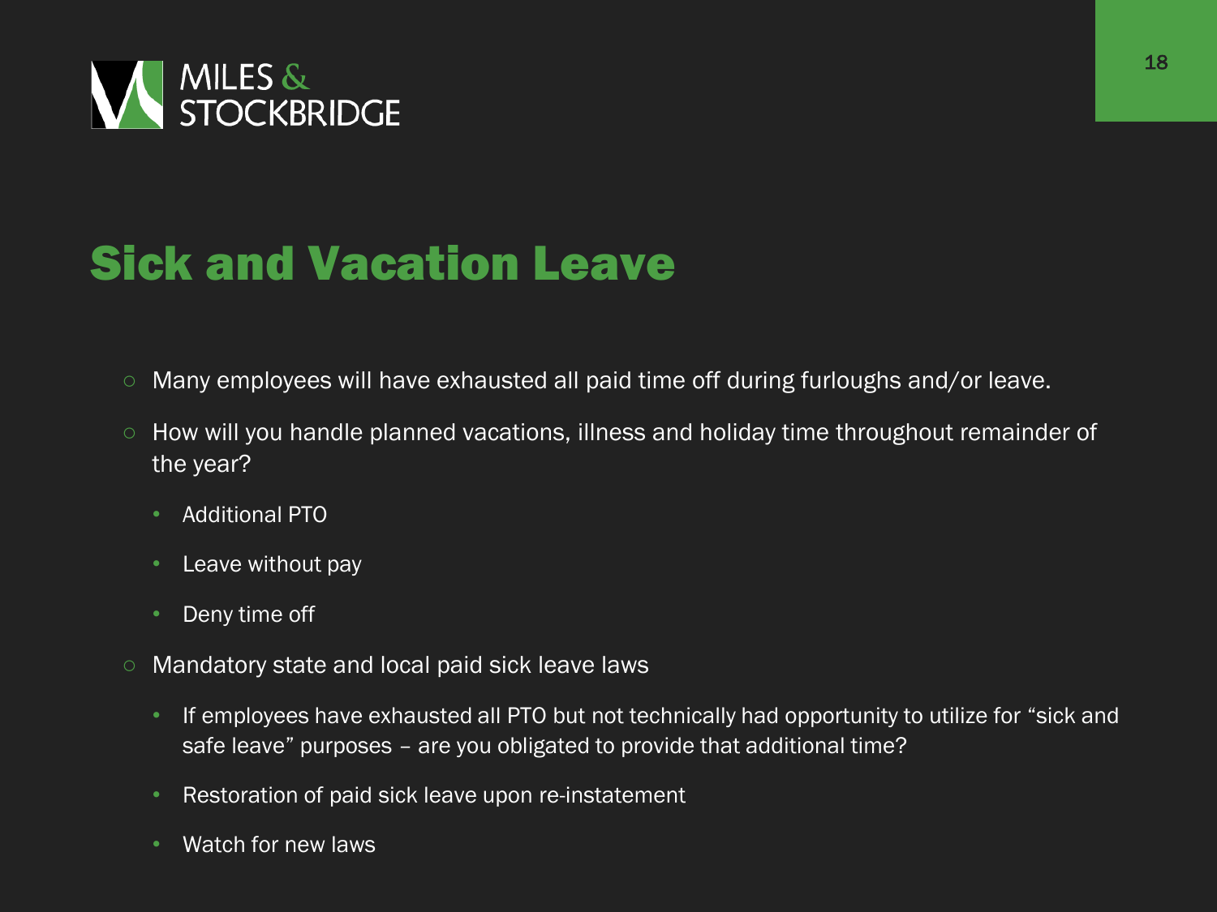# Sick and Vacation Leave

- Many employees will have exhausted all paid time off during furloughs and/or leave.
- How will you handle planned vacations, illness and holiday time throughout remainder of the year?
  - Additional PTO
  - Leave without pay
  - Deny time off
- Mandatory state and local paid sick leave laws
  - If employees have exhausted all PTO but not technically had opportunity to utilize for "sick and safe leave" purposes – are you obligated to provide that additional time?
  - Restoration of paid sick leave upon re-instatement
  - Watch for new laws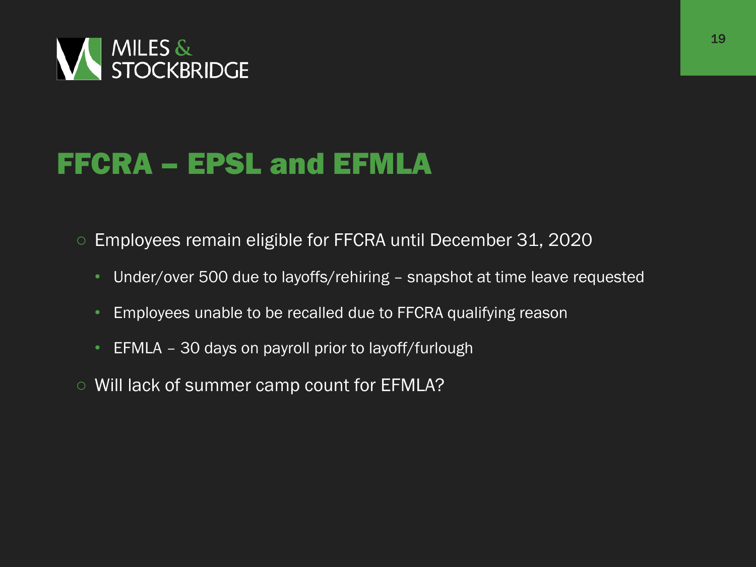# FFCRA – EPSL and EFMLA

- Employees remain eligible for FFCRA until December 31, 2020
  - Under/over 500 due to layoffs/rehiring – snapshot at time leave requested
  - Employees unable to be recalled due to FFCRA qualifying reason
  - EFMLA – 30 days on payroll prior to layoff/furlough
- Will lack of summer camp count for EFMLA?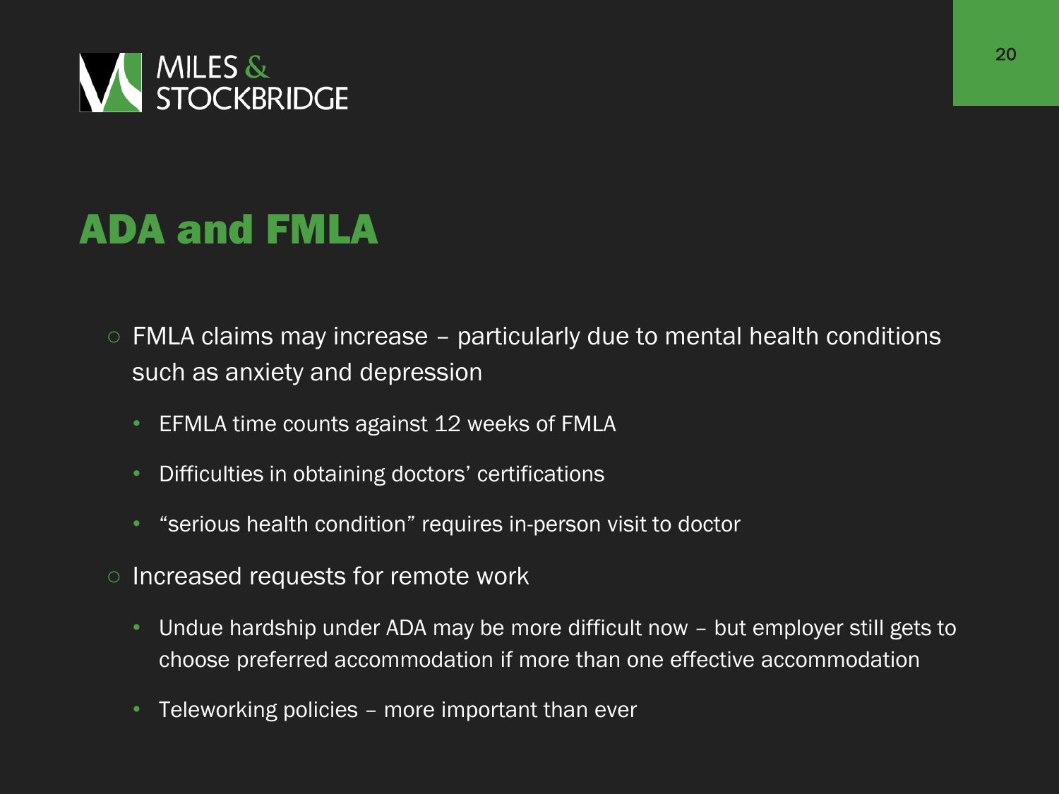# ADA and FMLA

- FMLA claims may increase – particularly due to mental health conditions such as anxiety and depression
  - EFMLA time counts against 12 weeks of FMLA
  - Difficulties in obtaining doctors' certifications
  - "serious health condition" requires in-person visit to doctor
- Increased requests for remote work
  - Undue hardship under ADA may be more difficult now – but employer still gets to choose preferred accommodation if more than one effective accommodation
  - Teleworking policies – more important than ever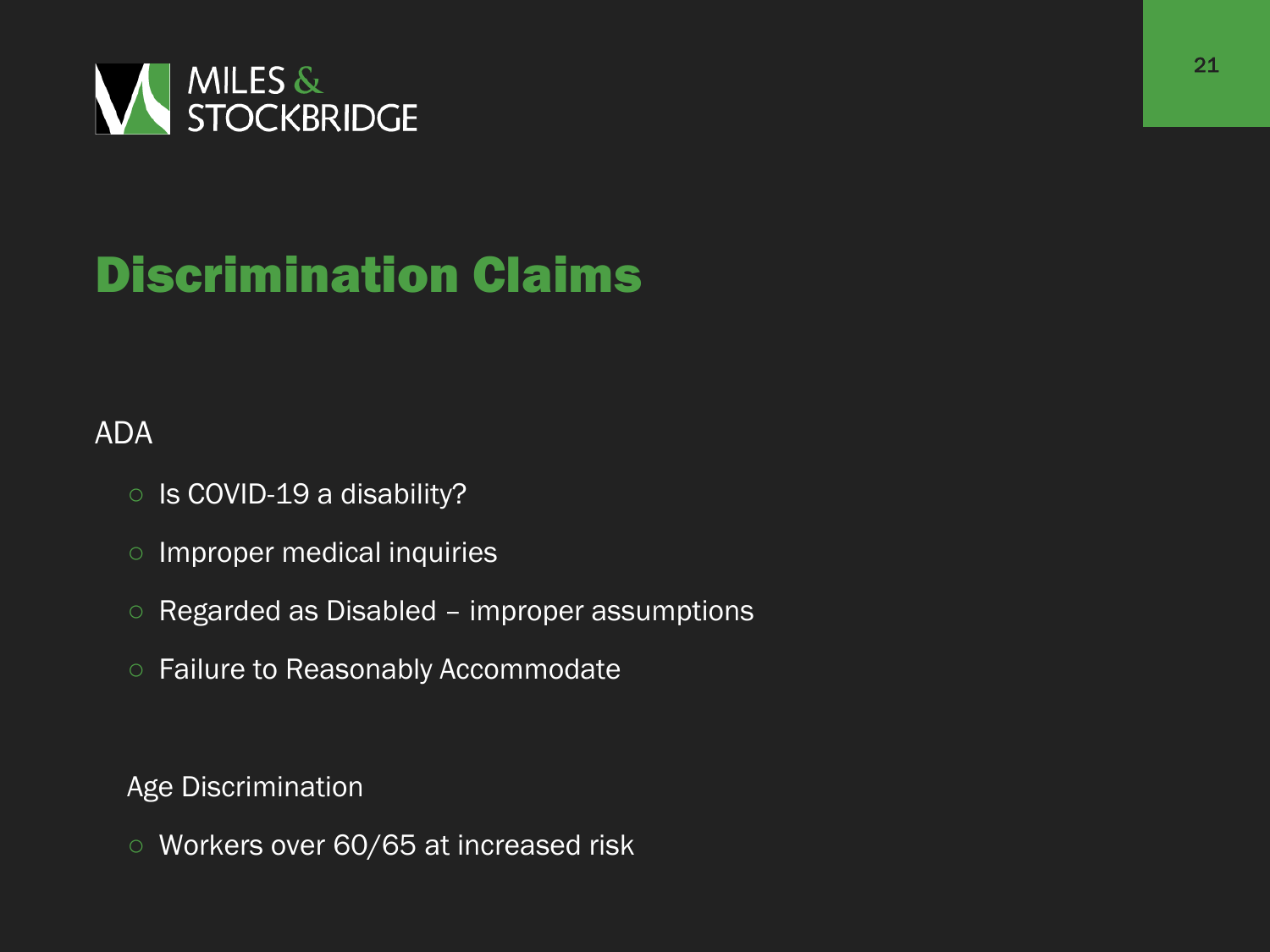# Discrimination Claims

ADA

- Is COVID-19 a disability?
- Improper medical inquiries
- Regarded as Disabled – improper assumptions
- Failure to Reasonably Accommodate

Age Discrimination

- Workers over 60/65 at increased risk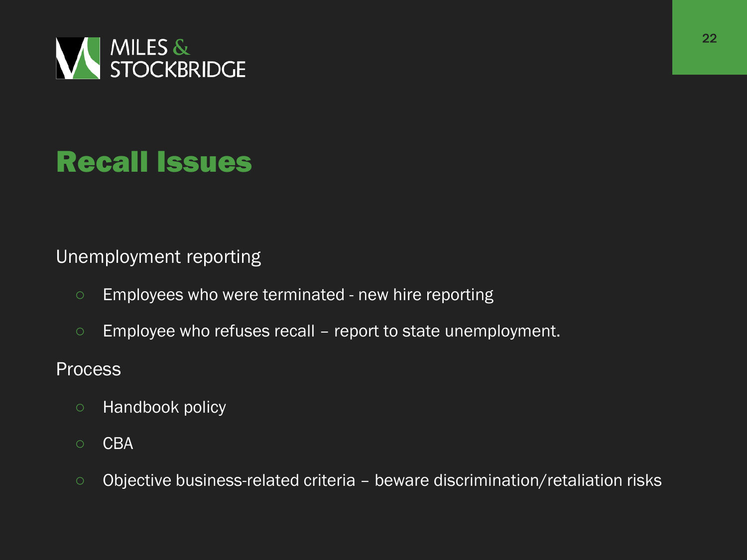# Recall Issues

Unemployment reporting

- Employees who were terminated - new hire reporting
- Employee who refuses recall – report to state unemployment.

Process

- Handbook policy
- CBA
- Objective business-related criteria – beware discrimination/retaliation risks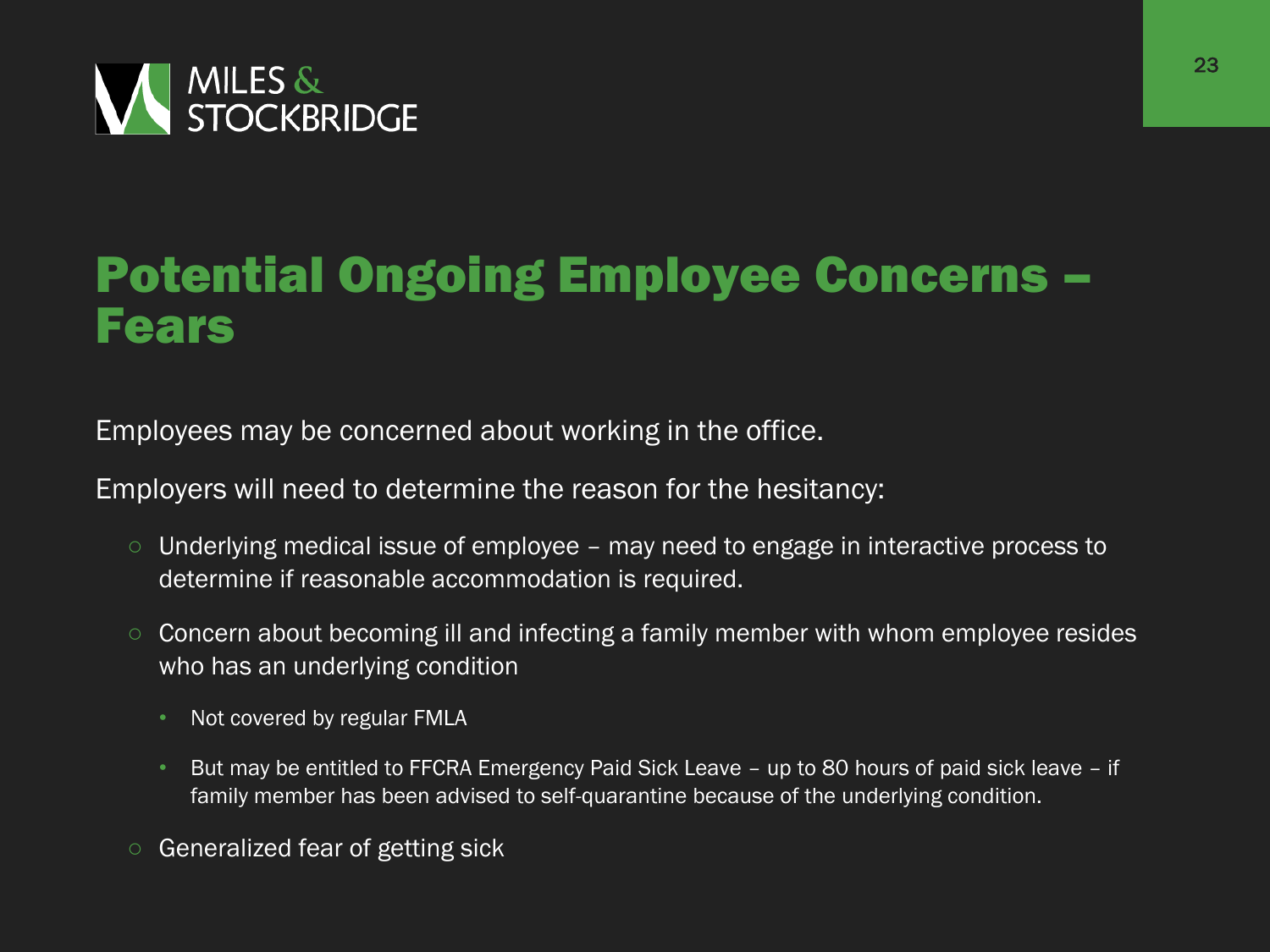# Potential Ongoing Employee Concerns – Fears

Employees may be concerned about working in the office.

Employers will need to determine the reason for the hesitancy:

- Underlying medical issue of employee – may need to engage in interactive process to determine if reasonable accommodation is required.
- Concern about becoming ill and infecting a family member with whom employee resides who has an underlying condition
  - Not covered by regular FMLA
  - But may be entitled to FFCRA Emergency Paid Sick Leave – up to 80 hours of paid sick leave – if family member has been advised to self-quarantine because of the underlying condition.
- Generalized fear of getting sick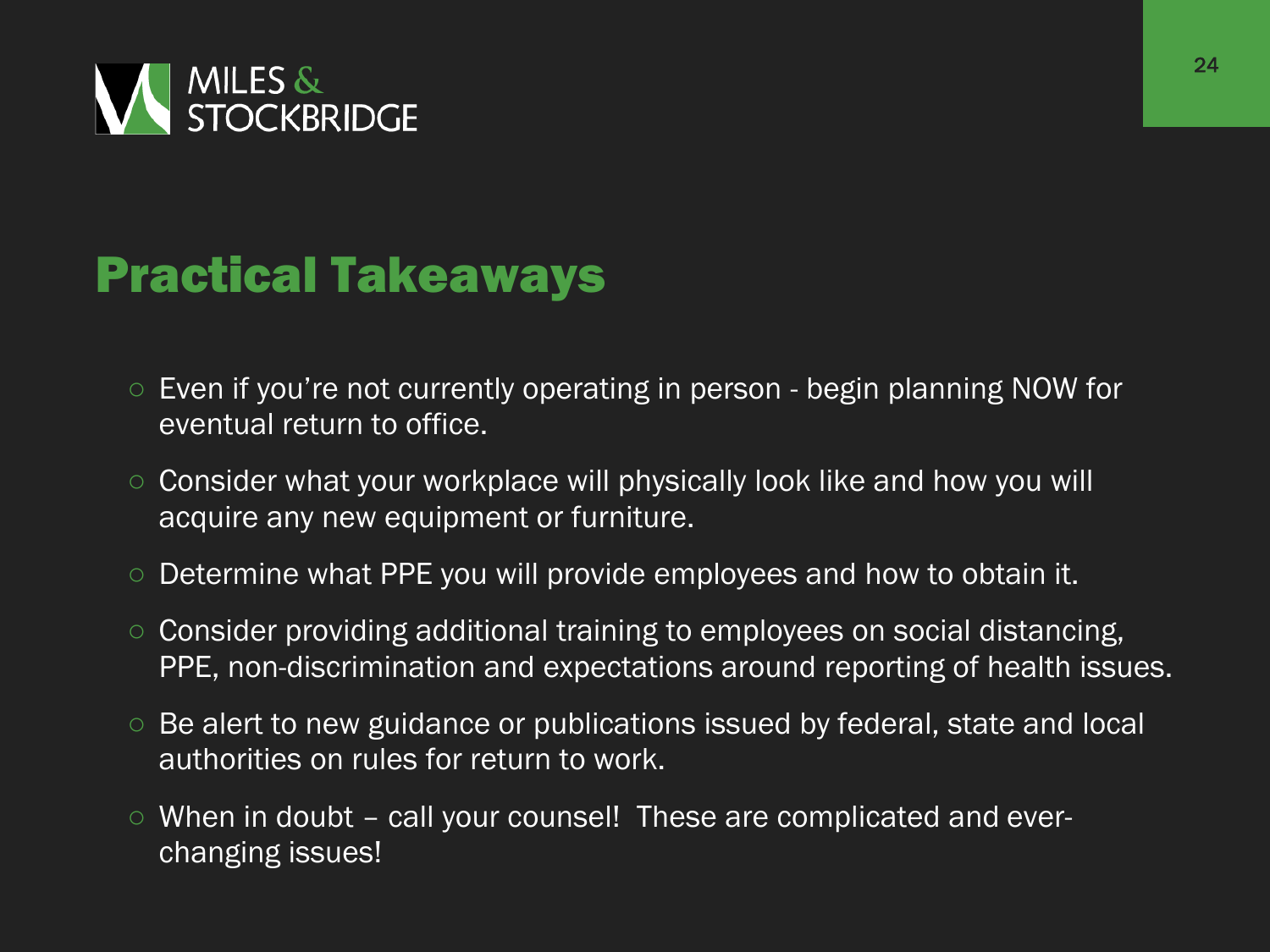# Practical Takeaways

- Even if you're not currently operating in person - begin planning NOW for eventual return to office.
- Consider what your workplace will physically look like and how you will acquire any new equipment or furniture.
- Determine what PPE you will provide employees and how to obtain it.
- Consider providing additional training to employees on social distancing, PPE, non-discrimination and expectations around reporting of health issues.
- Be alert to new guidance or publications issued by federal, state and local authorities on rules for return to work.
- When in doubt – call your counsel! These are complicated and ever-changing issues!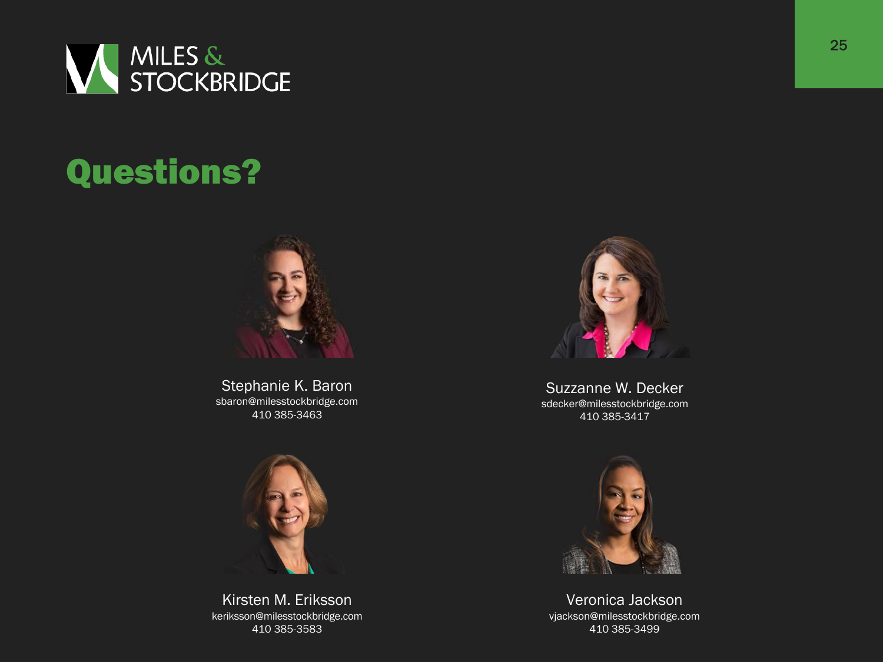MILES & STOCKBRIDGE

# Questions?

Stephanie K. Baron
sbaron@milesstockbridge.com
410 385-3463

Suzzanne W. Decker
sdecker@milesstockbridge.com
410 385-3417

Kirsten M. Eriksson
keriksson@milesstockbridge.com
410 385-3583

Veronica Jackson
vjackson@milesstockbridge.com
410 385-3499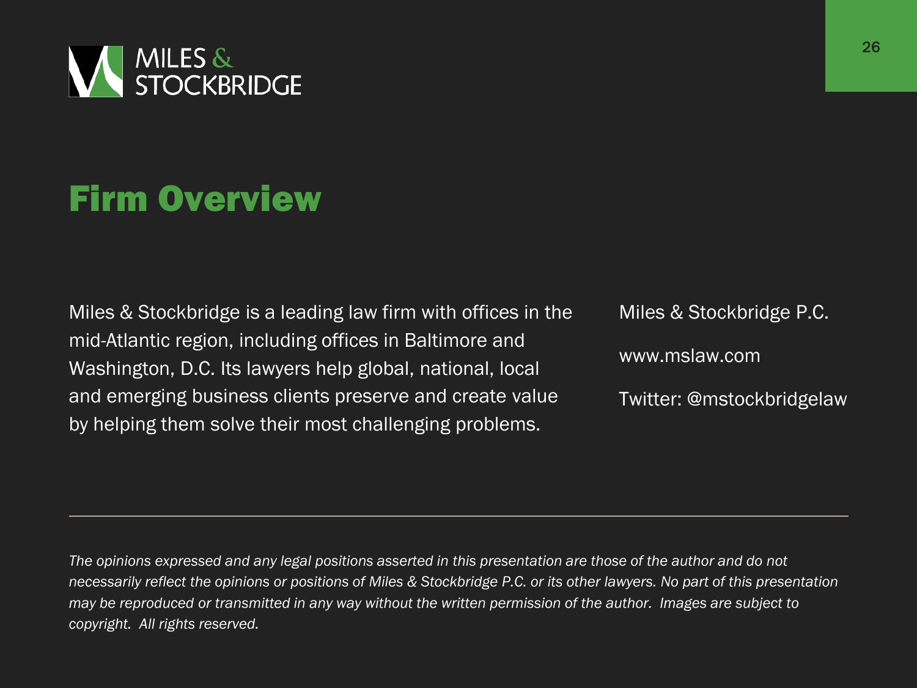MILES & STOCKBRIDGE

# Firm Overview

Miles & Stockbridge is a leading law firm with offices in the mid-Atlantic region, including offices in Baltimore and Washington, D.C. Its lawyers help global, national, local and emerging business clients preserve and create value by helping them solve their most challenging problems.

Miles & Stockbridge P.C.

www.mslaw.com

Twitter: @mstockbridgelaw

---

*The opinions expressed and any legal positions asserted in this presentation are those of the author and do not necessarily reflect the opinions or positions of Miles & Stockbridge P.C. or its other lawyers. No part of this presentation may be reproduced or transmitted in any way without the written permission of the author. Images are subject to copyright. All rights reserved.*